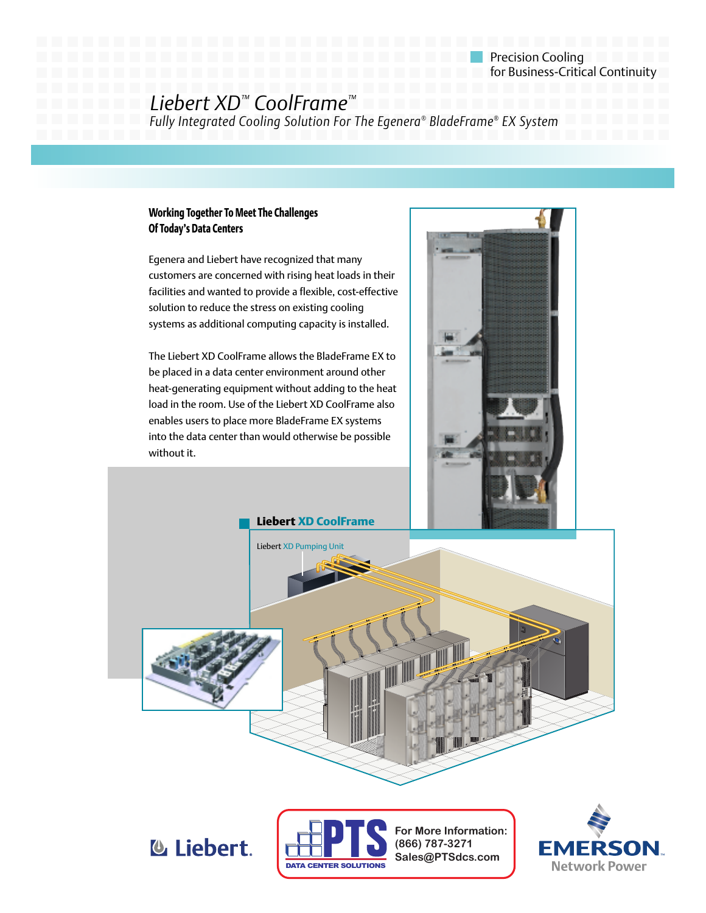Precision Cooling
for Business-Critical Continuity

# Liebert XD™ CoolFrame™

*Fully Integrated Cooling Solution For The Egenera® BladeFrame® EX System*

## Working Together To Meet The Challenges Of Today's Data Centers

Egenera and Liebert have recognized that many customers are concerned with rising heat loads in their facilities and wanted to provide a flexible, cost-effective solution to reduce the stress on existing cooling systems as additional computing capacity is installed.

The Liebert XD CoolFrame allows the BladeFrame EX to be placed in a data center environment around other heat-generating equipment without adding to the heat load in the room. Use of the Liebert XD CoolFrame also enables users to place more BladeFrame EX systems into the data center than would otherwise be possible without it.

**Liebert XD CoolFrame**

Liebert XD Pumping Unit

For More Information:
(866) 787-3271
Sales@PTSdcs.com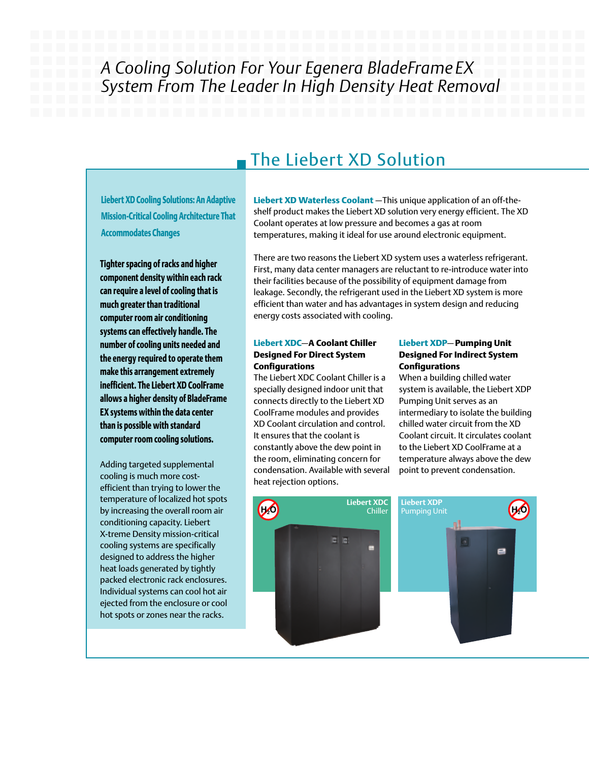# *A Cooling Solution For Your Egenera BladeFrame EX System From The Leader In High Density Heat Removal*

## The Liebert XD Solution

**Liebert XD Cooling Solutions: An Adaptive Mission-Critical Cooling Architecture That Accommodates Changes**

**Tighter spacing of racks and higher component density within each rack can require a level of cooling that is much greater than traditional computer room air conditioning systems can effectively handle. The number of cooling units needed and the energy required to operate them make this arrangement extremely inefficient. The Liebert XD CoolFrame allows a higher density of BladeFrame EX systems within the data center than is possible with standard computer room cooling solutions.**

Adding targeted supplemental cooling is much more cost-efficient than trying to lower the temperature of localized hot spots by increasing the overall room air conditioning capacity. Liebert X-treme Density mission-critical cooling systems are specifically designed to address the higher heat loads generated by tightly packed electronic rack enclosures. Individual systems can cool hot air ejected from the enclosure or cool hot spots or zones near the racks.

**Liebert XD Waterless Coolant** —This unique application of an off-the-shelf product makes the Liebert XD solution very energy efficient. The XD Coolant operates at low pressure and becomes a gas at room temperatures, making it ideal for use around electronic equipment.

There are two reasons the Liebert XD system uses a waterless refrigerant. First, many data center managers are reluctant to re-introduce water into their facilities because of the possibility of equipment damage from leakage. Secondly, the refrigerant used in the Liebert XD system is more efficient than water and has advantages in system design and reducing energy costs associated with cooling.

**Liebert XDC—A Coolant Chiller Designed For Direct System Configurations**
The Liebert XDC Coolant Chiller is a specially designed indoor unit that connects directly to the Liebert XD CoolFrame modules and provides XD Coolant circulation and control. It ensures that the coolant is constantly above the dew point in the room, eliminating concern for condensation. Available with several heat rejection options.

**Liebert XDP—Pumping Unit Designed For Indirect System Configurations**
When a building chilled water system is available, the Liebert XDP Pumping Unit serves as an intermediary to isolate the building chilled water circuit from the XD Coolant circuit. It circulates coolant to the Liebert XD CoolFrame at a temperature always above the dew point to prevent condensation.

Liebert XDC Chiller

Liebert XDP Pumping Unit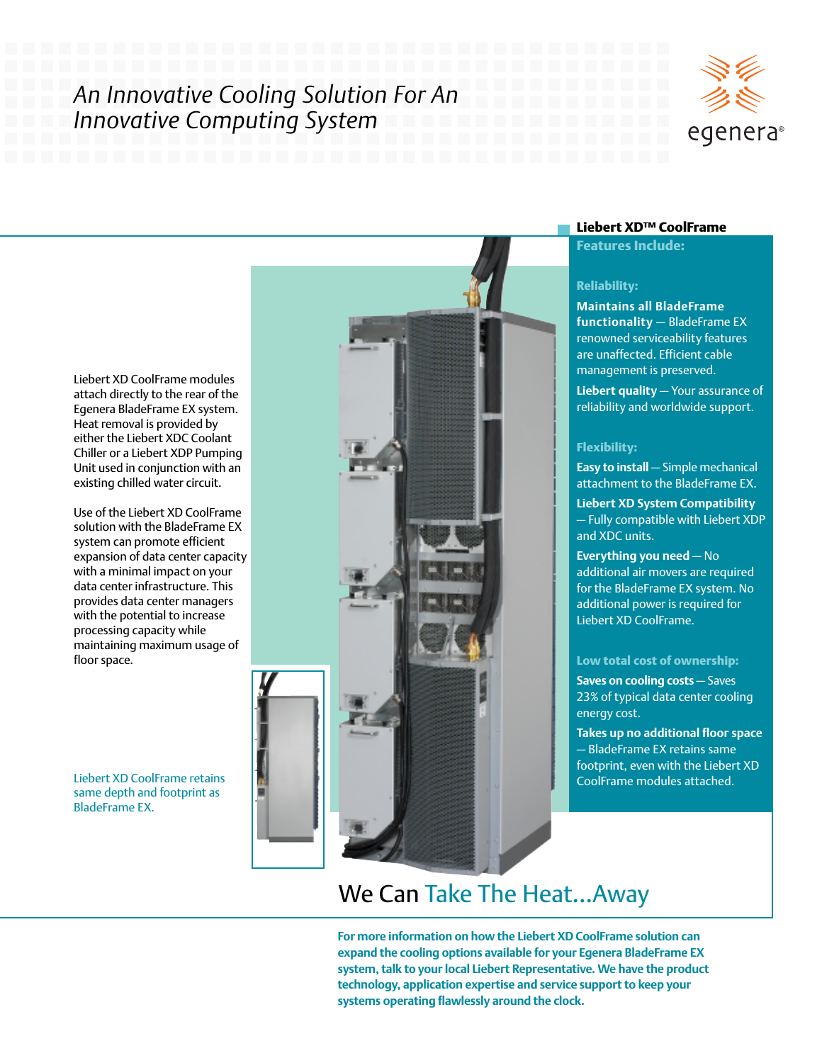# An Innovative Cooling Solution For An Innovative Computing System

egenera®

Liebert XD CoolFrame modules attach directly to the rear of the Egenera BladeFrame EX system. Heat removal is provided by either the Liebert XDC Coolant Chiller or a Liebert XDP Pumping Unit used in conjunction with an existing chilled water circuit.

Use of the Liebert XD CoolFrame solution with the BladeFrame EX system can promote efficient expansion of data center capacity with a minimal impact on your data center infrastructure. This provides data center managers with the potential to increase processing capacity while maintaining maximum usage of floor space.

Liebert XD CoolFrame retains same depth and footprint as BladeFrame EX.

## Liebert XD™ CoolFrame Features Include:

### Reliability:

**Maintains all BladeFrame functionality** — BladeFrame EX renowned serviceability features are unaffected. Efficient cable management is preserved.

**Liebert quality** — Your assurance of reliability and worldwide support.

### Flexibility:

**Easy to install** — Simple mechanical attachment to the BladeFrame EX.

**Liebert XD System Compatibility** — Fully compatible with Liebert XDP and XDC units.

**Everything you need** — No additional air movers are required for the BladeFrame EX system. No additional power is required for Liebert XD CoolFrame.

### Low total cost of ownership:

**Saves on cooling costs** — Saves 23% of typical data center cooling energy cost.

**Takes up no additional floor space** — BladeFrame EX retains same footprint, even with the Liebert XD CoolFrame modules attached.

## We Can Take The Heat...Away

**For more information on how the Liebert XD CoolFrame solution can expand the cooling options available for your Egenera BladeFrame EX system, talk to your local Liebert Representative. We have the product technology, application expertise and service support to keep your systems operating flawlessly around the clock.**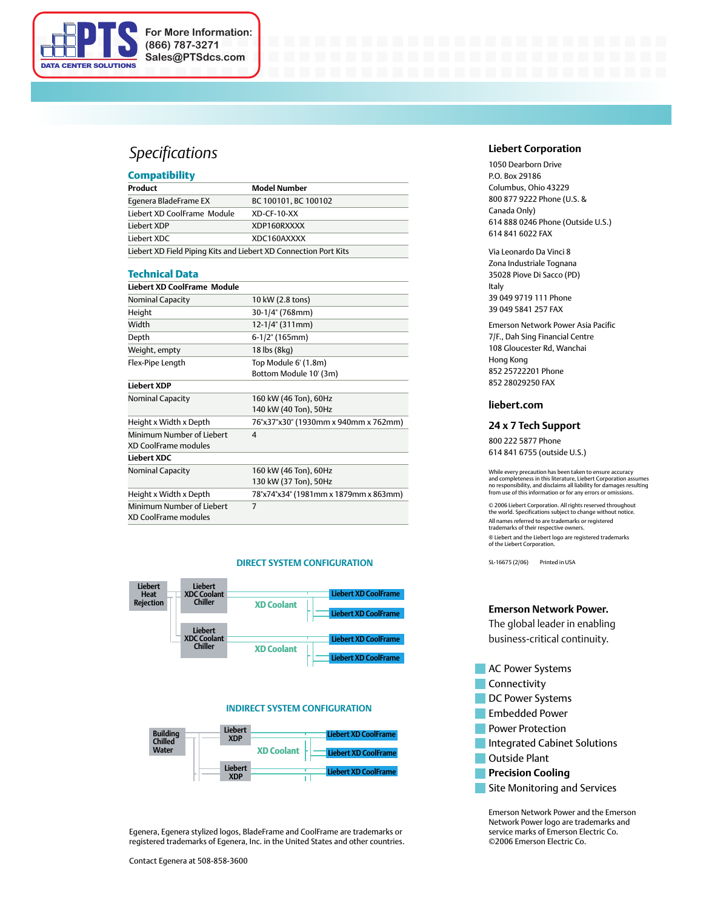PTS DATA CENTER SOLUTIONS

For More Information:
(866) 787-3271
Sales@PTSdcs.com

# Specifications

## Compatibility

| Product | Model Number |
|---|---|
| Egenera BladeFrame EX | BC 100101, BC 100102 |
| Liebert XD CoolFrame Module | XD-CF-10-XX |
| Liebert XDP | XDP160RXXXX |
| Liebert XDC | XDC160AXXXX |
| Liebert XD Field Piping Kits and Liebert XD Connection Port Kits | |

## Technical Data

| | |
|---|---|
| **Liebert XD CoolFrame Module** | |
| Nominal Capacity | 10 kW (2.8 tons) |
| Height | 30-1/4" (768mm) |
| Width | 12-1/4" (311mm) |
| Depth | 6-1/2" (165mm) |
| Weight, empty | 18 lbs (8kg) |
| Flex-Pipe Length | Top Module 6' (1.8m)<br>Bottom Module 10' (3m) |
| **Liebert XDP** | |
| Nominal Capacity | 160 kW (46 Ton), 60Hz<br>140 kW (40 Ton), 50Hz |
| Height x Width x Depth | 76"x37"x30" (1930mm x 940mm x 762mm) |
| Minimum Number of Liebert XD CoolFrame modules | 4 |
| **Liebert XDC** | |
| Nominal Capacity | 160 kW (46 Ton), 60Hz<br>130 kW (37 Ton), 50Hz |
| Height x Width x Depth | 78"x74"x34" (1981mm x 1879mm x 863mm) |
| Minimum Number of Liebert XD CoolFrame modules | 7 |

### DIRECT SYSTEM CONFIGURATION

Liebert Heat Rejection
Liebert XDC Coolant Chiller
XD Coolant
Liebert XD CoolFrame
Liebert XD CoolFrame
Liebert XDC Coolant Chiller
XD Coolant
Liebert XD CoolFrame
Liebert XD CoolFrame

### INDIRECT SYSTEM CONFIGURATION

Building Chilled Water
Liebert XDP
XD Coolant
Liebert XD CoolFrame
Liebert XD CoolFrame
Liebert XDP
Liebert XD CoolFrame

Egenera, Egenera stylized logos, BladeFrame and CoolFrame are trademarks or registered trademarks of Egenera, Inc. in the United States and other countries.

Contact Egenera at 508-858-3600

## Liebert Corporation

1050 Dearborn Drive
P.O. Box 29186
Columbus, Ohio 43229
800 877 9222 Phone (U.S. & Canada Only)
614 888 0246 Phone (Outside U.S.)
614 841 6022 FAX

Via Leonardo Da Vinci 8
Zona Industriale Tognana
35028 Piove Di Sacco (PD)
Italy
39 049 9719 111 Phone
39 049 5841 257 FAX

Emerson Network Power Asia Pacific
7/F., Dah Sing Financial Centre
108 Gloucester Rd, Wanchai
Hong Kong
852 25722201 Phone
852 28029250 FAX

## liebert.com

## 24 x 7 Tech Support

800 222 5877 Phone
614 841 6755 (outside U.S.)

While every precaution has been taken to ensure accuracy and completeness in this literature, Liebert Corporation assumes no responsibility, and disclaims all liability for damages resulting from use of this information or for any errors or omissions.

© 2006 Liebert Corporation. All rights reserved throughout the world. Specifications subject to change without notice.

All names referred to are trademarks or registered trademarks of their respective owners.

® Liebert and the Liebert logo are registered trademarks of the Liebert Corporation.

SL-16675 (2/06) Printed in USA

**Emerson Network Power.**
The global leader in enabling business-critical continuity.

- AC Power Systems
- Connectivity
- DC Power Systems
- Embedded Power
- Power Protection
- Integrated Cabinet Solutions
- Outside Plant
- **Precision Cooling**
- Site Monitoring and Services

Emerson Network Power and the Emerson Network Power logo are trademarks and service marks of Emerson Electric Co. ©2006 Emerson Electric Co.